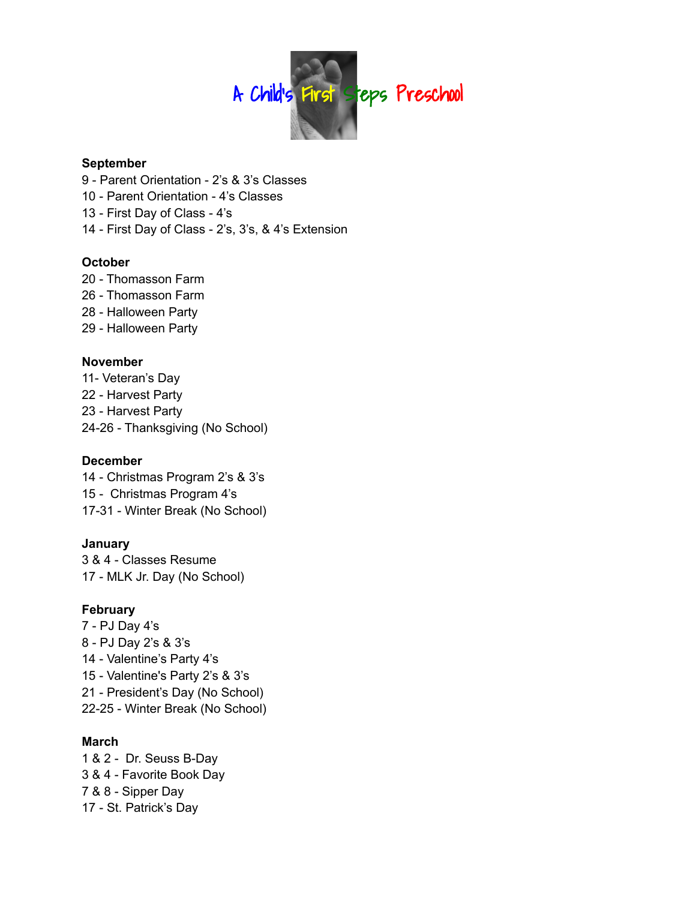# A Child's First Steps Preschool

**September**

9 - Parent Orientation - 2's & 3's Classes
10 - Parent Orientation - 4's Classes
13 - First Day of Class - 4's
14 - First Day of Class - 2's, 3's, & 4's Extension

**October**

20 - Thomasson Farm
26 - Thomasson Farm
28 - Halloween Party
29 - Halloween Party

**November**

11- Veteran's Day
22 - Harvest Party
23 - Harvest Party
24-26 - Thanksgiving (No School)

**December**

14 - Christmas Program 2's & 3's
15 - Christmas Program 4's
17-31 - Winter Break (No School)

**January**

3 & 4 - Classes Resume
17 - MLK Jr. Day (No School)

**February**

7 - PJ Day 4's
8 - PJ Day 2's & 3's
14 - Valentine's Party 4's
15 - Valentine's Party 2's & 3's
21 - President's Day (No School)
22-25 - Winter Break (No School)

**March**

1 & 2 - Dr. Seuss B-Day
3 & 4 - Favorite Book Day
7 & 8 - Sipper Day
17 - St. Patrick's Day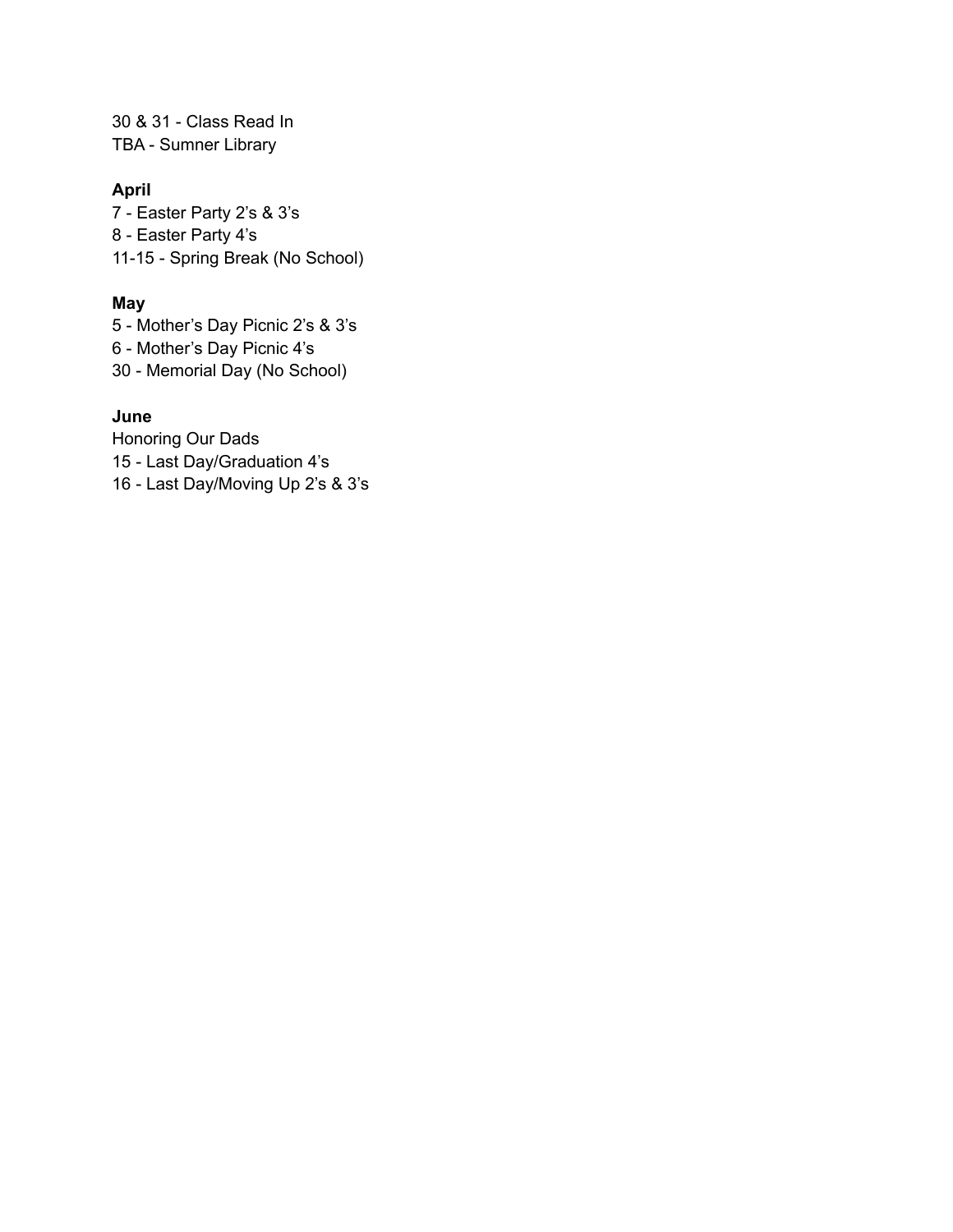30 & 31 - Class Read In
TBA - Sumner Library

**April**
7 - Easter Party 2's & 3's
8 - Easter Party 4's
11-15 - Spring Break (No School)

**May**
5 - Mother's Day Picnic 2's & 3's
6 - Mother's Day Picnic 4's
30 - Memorial Day (No School)

**June**
Honoring Our Dads
15 - Last Day/Graduation 4's
16 - Last Day/Moving Up 2's & 3's